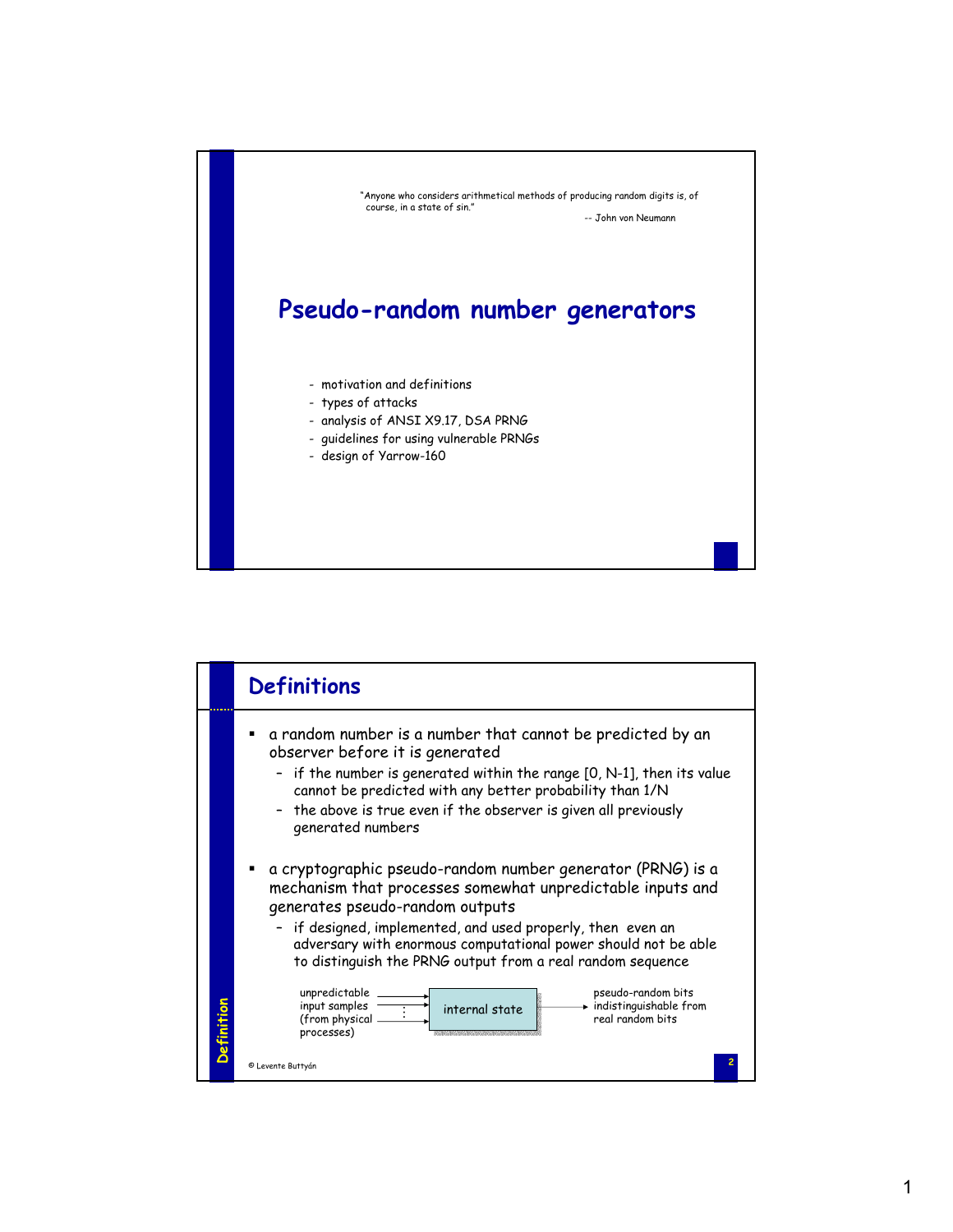"Anyone who considers arithmetical methods of producing random digits is, of course, in a state of sin."

-- John von Neumann

# Pseudo-random number generators

- motivation and definitions
- types of attacks
- analysis of ANSI X9.17, DSA PRNG
- guidelines for using vulnerable PRNGs
- design of Yarrow-160

## Definitions

- a random number is a number that cannot be predicted by an observer before it is generated
  - if the number is generated within the range [0, N-1], then its value cannot be predicted with any better probability than 1/N
  - the above is true even if the observer is given all previously generated numbers
- a cryptographic pseudo-random number generator (PRNG) is a mechanism that processes somewhat unpredictable inputs and generates pseudo-random outputs
  - if designed, implemented, and used properly, then even an adversary with enormous computational power should not be able to distinguish the PRNG output from a real random sequence

unpredictable input samples (from physical processes) → internal state → pseudo-random bits indistinguishable from real random bits

Definition

© Levente Buttyán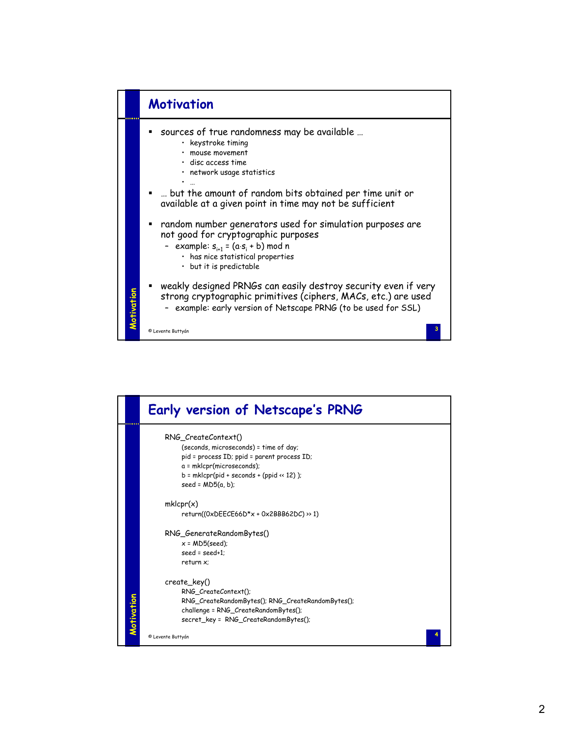## Motivation

- sources of true randomness may be available …
  - keystroke timing
  - mouse movement
  - disc access time
  - network usage statistics
  - …
- … but the amount of random bits obtained per time unit or available at a given point in time may not be sufficient
- random number generators used for simulation purposes are not good for cryptographic purposes
  - example: $s_{i+1} = (a \cdot s_i + b) \bmod n$
    - has nice statistical properties
    - but it is predictable
- weakly designed PRNGs can easily destroy security even if very strong cryptographic primitives (ciphers, MACs, etc.) are used
  - example: early version of Netscape PRNG (to be used for SSL)

© Levente Buttyán

## Early version of Netscape's PRNG

```
RNG_CreateContext()
    (seconds, microseconds) = time of day;
    pid = process ID; ppid = parent process ID;
    a = mklcpr(microseconds);
    b = mklcpr(pid + seconds + (ppid << 12) );
    seed = MD5(a, b);

mklcpr(x)
    return((0xDEECE66D*x + 0x2BBB62DC) >> 1)

RNG_GenerateRandomBytes()
    x = MD5(seed);
    seed = seed+1;
    return x;

create_key()
    RNG_CreateContext();
    RNG_CreateRandomBytes(); RNG_CreateRandomBytes();
    challenge = RNG_CreateRandomBytes();
    secret_key = RNG_CreateRandomBytes();
```

© Levente Buttyán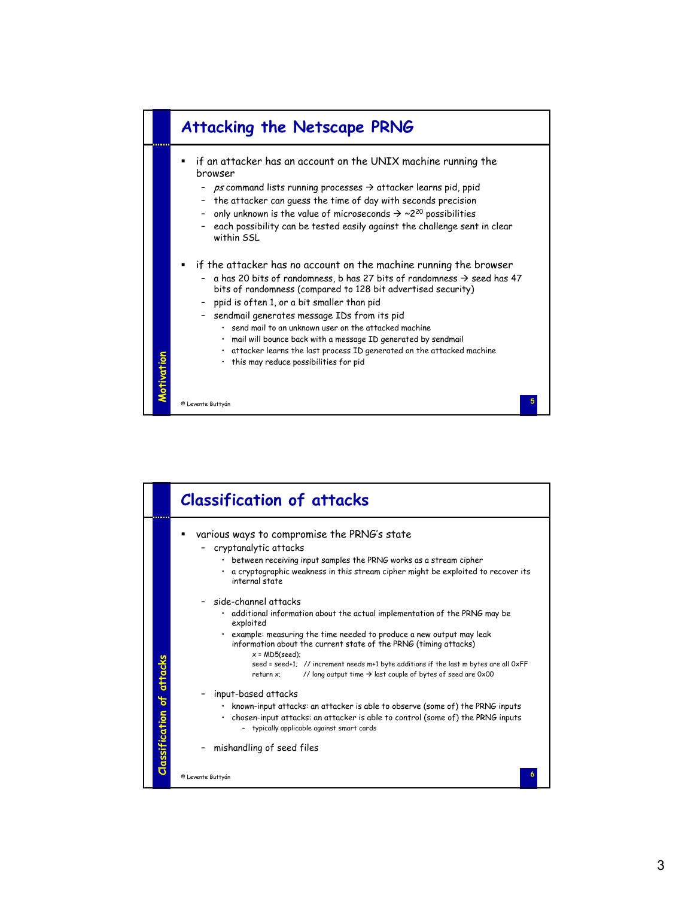## Attacking the Netscape PRNG

- if an attacker has an account on the UNIX machine running the browser
  - *ps* command lists running processes → attacker learns pid, ppid
  - the attacker can guess the time of day with seconds precision
  - only unknown is the value of microseconds → ~$2^{20}$ possibilities
  - each possibility can be tested easily against the challenge sent in clear within SSL
- if the attacker has no account on the machine running the browser
  - a has 20 bits of randomness, b has 27 bits of randomness → seed has 47 bits of randomness (compared to 128 bit advertised security)
  - ppid is often 1, or a bit smaller than pid
  - sendmail generates message IDs from its pid
    - send mail to an unknown user on the attacked machine
    - mail will bounce back with a message ID generated by sendmail
    - attacker learns the last process ID generated on the attacked machine
    - this may reduce possibilities for pid

## Classification of attacks

- various ways to compromise the PRNG's state
  - cryptanalytic attacks
    - between receiving input samples the PRNG works as a stream cipher
    - a cryptographic weakness in this stream cipher might be exploited to recover its internal state
  - side-channel attacks
    - additional information about the actual implementation of the PRNG may be exploited
    - example: measuring the time needed to produce a new output may leak information about the current state of the PRNG (timing attacks)

```
x = MD5(seed);
seed = seed+1;  // increment needs m+1 byte additions if the last m bytes are all 0xFF
return x;       // long output time → last couple of bytes of seed are 0x00
```

  - input-based attacks
    - known-input attacks: an attacker is able to observe (some of) the PRNG inputs
    - chosen-input attacks: an attacker is able to control (some of) the PRNG inputs
      - typically applicable against smart cards
  - mishandling of seed files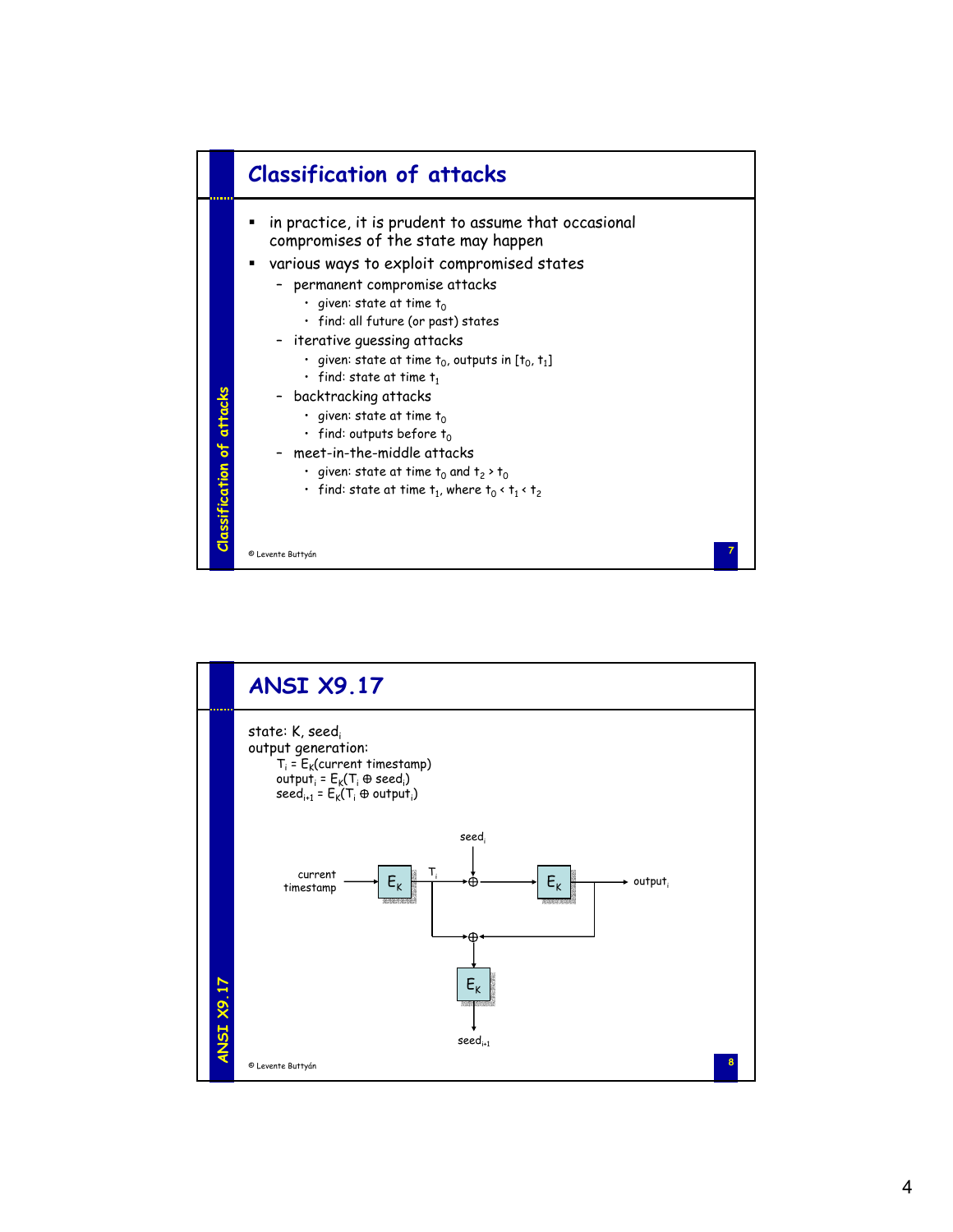## Classification of attacks

- in practice, it is prudent to assume that occasional compromises of the state may happen
- various ways to exploit compromised states
  - permanent compromise attacks
    - given: state at time $t_0$
    - find: all future (or past) states
  - iterative guessing attacks
    - given: state at time $t_0$, outputs in $[t_0, t_1]$
    - find: state at time $t_1$
  - backtracking attacks
    - given: state at time $t_0$
    - find: outputs before $t_0$
  - meet-in-the-middle attacks
    - given: state at time $t_0$ and $t_2 > t_0$
    - find: state at time $t_1$, where $t_0 < t_1 < t_2$

## ANSI X9.17

state: K, $seed_i$

output generation:

$T_i = E_K(\text{current timestamp})$

$output_i = E_K(T_i \oplus seed_i)$

$seed_{i+1} = E_K(T_i \oplus output_i)$

current timestamp → $E_K$ → $T_i$ → ⊕ ($seed_i$) → $E_K$ → $output_i$

$T_i$ ⊕ $output_i$ → $E_K$ → $seed_{i+1}$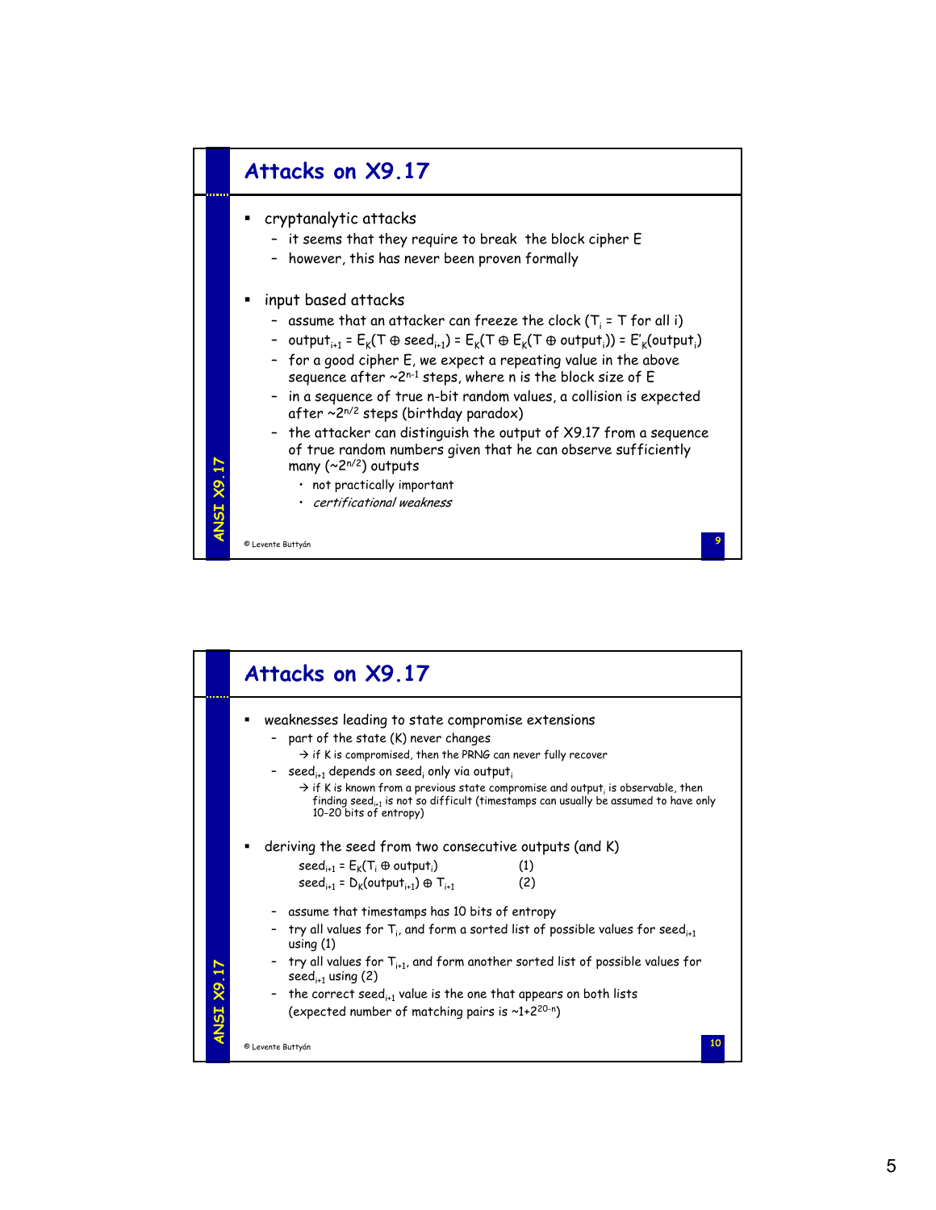## Attacks on X9.17

- cryptanalytic attacks
  - it seems that they require to break the block cipher E
  - however, this has never been proven formally

- input based attacks
  - assume that an attacker can freeze the clock ($T_i = T$ for all i)
  - $output_{i+1} = E_K(T \oplus seed_{i+1}) = E_K(T \oplus E_K(T \oplus output_i)) = E'_K(output_i)$
  - for a good cipher E, we expect a repeating value in the above sequence after $\sim 2^{n-1}$ steps, where n is the block size of E
  - in a sequence of true n-bit random values, a collision is expected after $\sim 2^{n/2}$ steps (birthday paradox)
  - the attacker can distinguish the output of X9.17 from a sequence of true random numbers given that he can observe sufficiently many ($\sim 2^{n/2}$) outputs
    - not practically important
    - *certificational weakness*

© Levente Buttyán

## Attacks on X9.17

- weaknesses leading to state compromise extensions
  - part of the state (K) never changes
    - → if K is compromised, then the PRNG can never fully recover
  - $seed_{i+1}$ depends on $seed_i$ only via $output_i$
    - → if K is known from a previous state compromise and $output_i$ is observable, then finding $seed_{i+1}$ is not so difficult (timestamps can usually be assumed to have only 10-20 bits of entropy)

- deriving the seed from two consecutive outputs (and K)

$$seed_{i+1} = E_K(T_i \oplus output_i) \qquad (1)$$

$$seed_{i+1} = D_K(output_{i+1}) \oplus T_{i+1} \qquad (2)$$

  - assume that timestamps has 10 bits of entropy
  - try all values for $T_i$, and form a sorted list of possible values for $seed_{i+1}$ using (1)
  - try all values for $T_{i+1}$, and form another sorted list of possible values for $seed_{i+1}$ using (2)
  - the correct $seed_{i+1}$ value is the one that appears on both lists (expected number of matching pairs is $\sim 1+2^{20-n}$)

© Levente Buttyán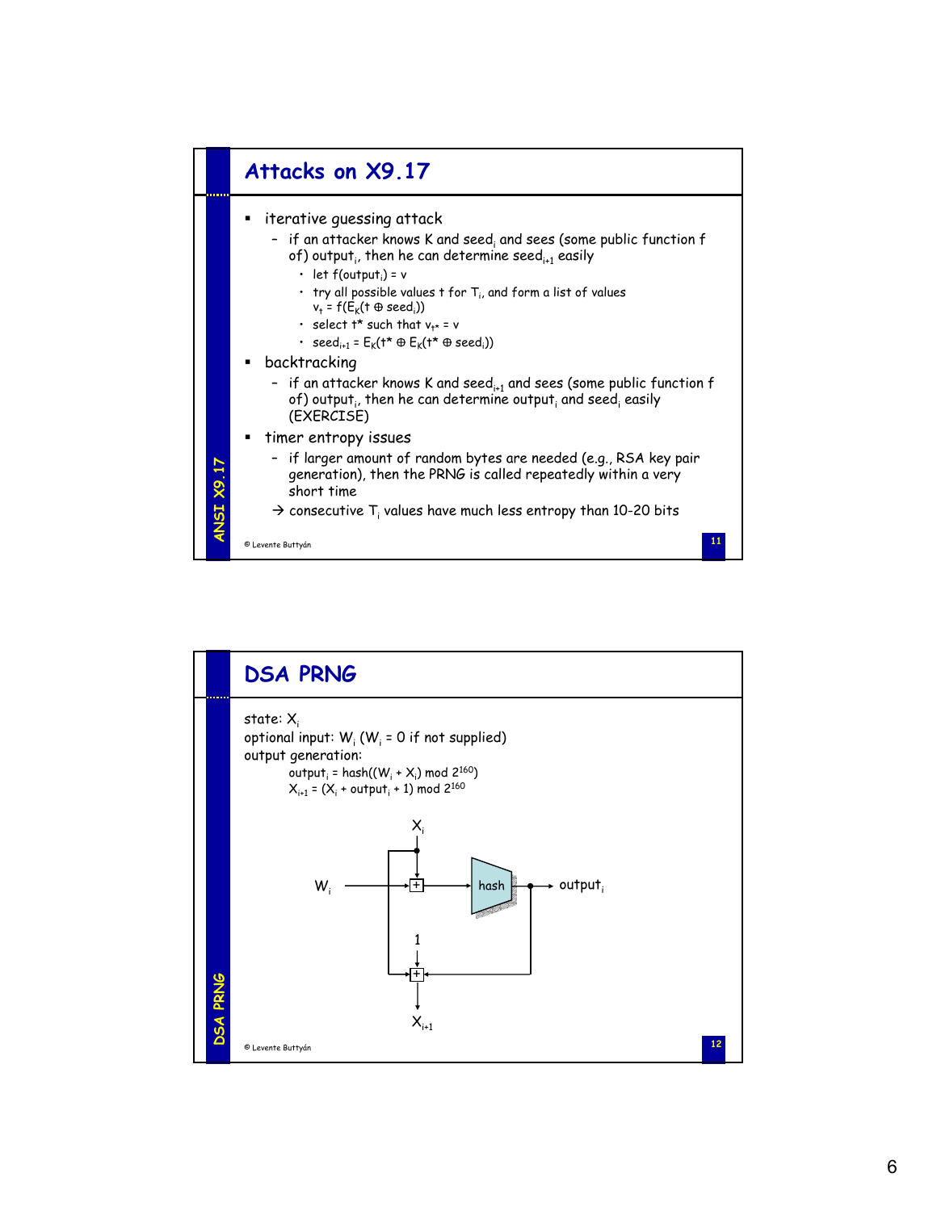## Attacks on X9.17

- iterative guessing attack
  - if an attacker knows K and $seed_i$ and sees (some public function f of) $output_i$, then he can determine $seed_{i+1}$ easily
    - let $f(output_i) = v$
    - try all possible values t for $T_i$, and form a list of values $v_t = f(E_K(t \oplus seed_i))$
    - select t* such that $v_{t^*} = v$
    - $seed_{i+1} = E_K(t^* \oplus E_K(t^* \oplus seed_i))$
- backtracking
  - if an attacker knows K and $seed_{i+1}$ and sees (some public function f of) $output_i$, then he can determine $output_i$ and $seed_i$ easily (EXERCISE)
- timer entropy issues
  - if larger amount of random bytes are needed (e.g., RSA key pair generation), then the PRNG is called repeatedly within a very short time

  → consecutive $T_i$ values have much less entropy than 10-20 bits

## DSA PRNG

state: $X_i$

optional input: $W_i$ ($W_i = 0$ if not supplied)

output generation:

$$output_i = hash((W_i + X_i) \bmod 2^{160})$$

$$X_{i+1} = (X_i + output_i + 1) \bmod 2^{160}$$

Diagram: $X_i$ and $W_i$ → + → hash → $output_i$; $X_i$, 1 and $output_i$ → + → $X_{i+1}$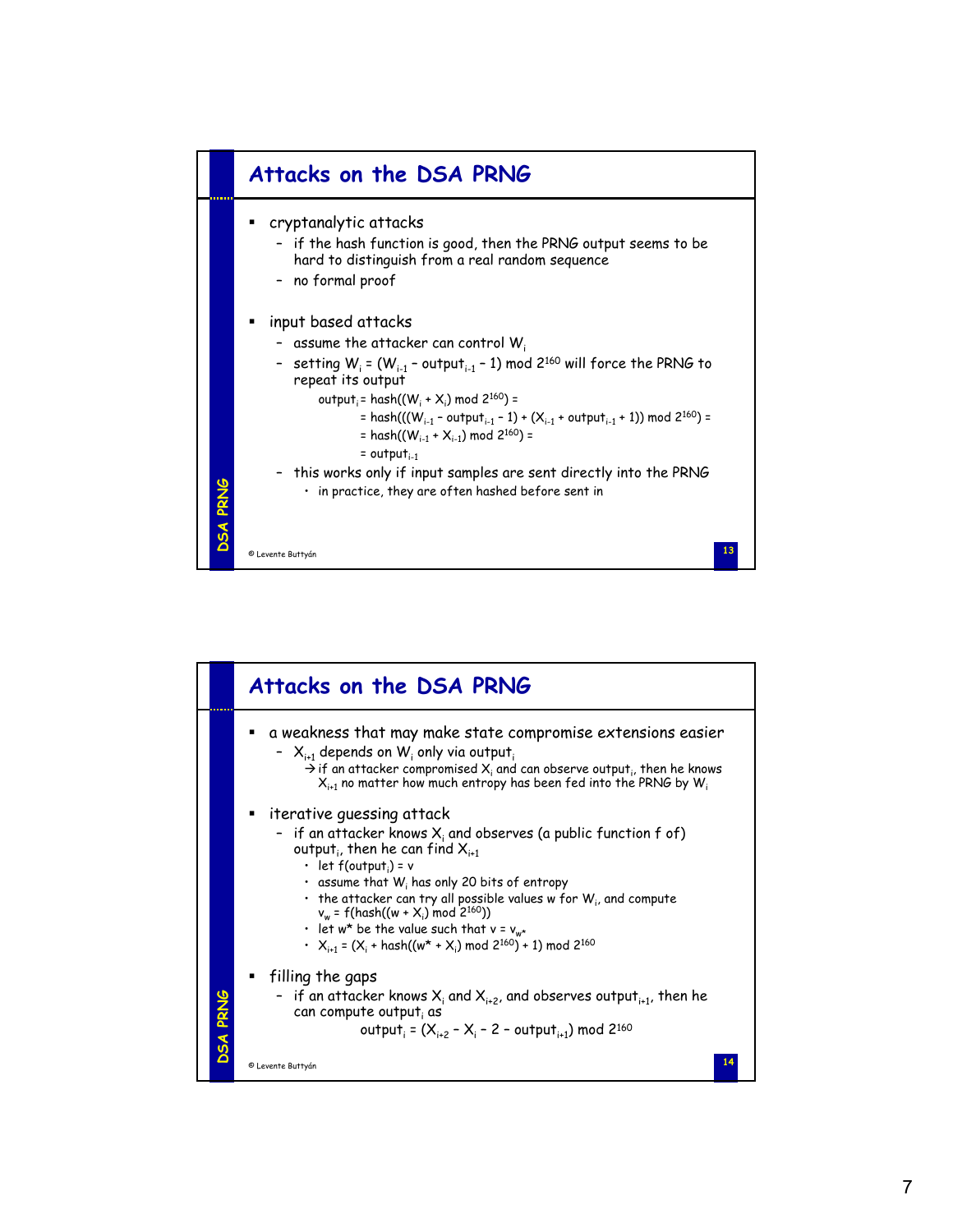## Attacks on the DSA PRNG

- cryptanalytic attacks
  - if the hash function is good, then the PRNG output seems to be hard to distinguish from a real random sequence
  - no formal proof
- input based attacks
  - assume the attacker can control $W_i$
  - setting $W_i = (W_{i-1} - output_{i-1} - 1) \bmod 2^{160}$ will force the PRNG to repeat its output

$$
\begin{aligned}
output_i &= hash((W_i + X_i) \bmod 2^{160}) = \\
&= hash(((W_{i-1} - output_{i-1} - 1) + (X_{i-1} + output_{i-1} + 1)) \bmod 2^{160}) = \\
&= hash((W_{i-1} + X_{i-1}) \bmod 2^{160}) = \\
&= output_{i-1}
\end{aligned}
$$

  - this works only if input samples are sent directly into the PRNG
    - in practice, they are often hashed before sent in

## Attacks on the DSA PRNG

- a weakness that may make state compromise extensions easier
  - $X_{i+1}$ depends on $W_i$ only via $output_i$
    - → if an attacker compromised $X_i$ and can observe $output_i$, then he knows $X_{i+1}$ no matter how much entropy has been fed into the PRNG by $W_i$
- iterative guessing attack
  - if an attacker knows $X_i$ and observes (a public function f of) $output_i$, then he can find $X_{i+1}$
    - let $f(output_i) = v$
    - assume that $W_i$ has only 20 bits of entropy
    - the attacker can try all possible values w for $W_i$, and compute $v_w = f(hash((w + X_i) \bmod 2^{160}))$
    - let $w^*$ be the value such that $v = v_{w^*}$
    - $X_{i+1} = (X_i + hash((w^* + X_i) \bmod 2^{160}) + 1) \bmod 2^{160}$
- filling the gaps
  - if an attacker knows $X_i$ and $X_{i+2}$, and observes $output_{i+1}$, then he can compute $output_i$ as

$$output_i = (X_{i+2} - X_i - 2 - output_{i+1}) \bmod 2^{160}$$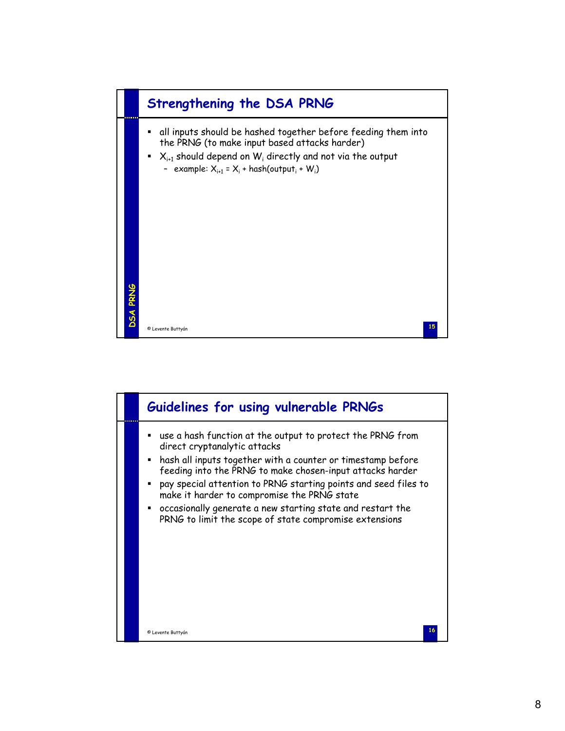## Strengthening the DSA PRNG

- all inputs should be hashed together before feeding them into the PRNG (to make input based attacks harder)
- $X_{i+1}$ should depend on $W_i$ directly and not via the output
  - example: $X_{i+1} = X_i + \text{hash}(\text{output}_i + W_i)$

## Guidelines for using vulnerable PRNGs

- use a hash function at the output to protect the PRNG from direct cryptanalytic attacks
- hash all inputs together with a counter or timestamp before feeding into the PRNG to make chosen-input attacks harder
- pay special attention to PRNG starting points and seed files to make it harder to compromise the PRNG state
- occasionally generate a new starting state and restart the PRNG to limit the scope of state compromise extensions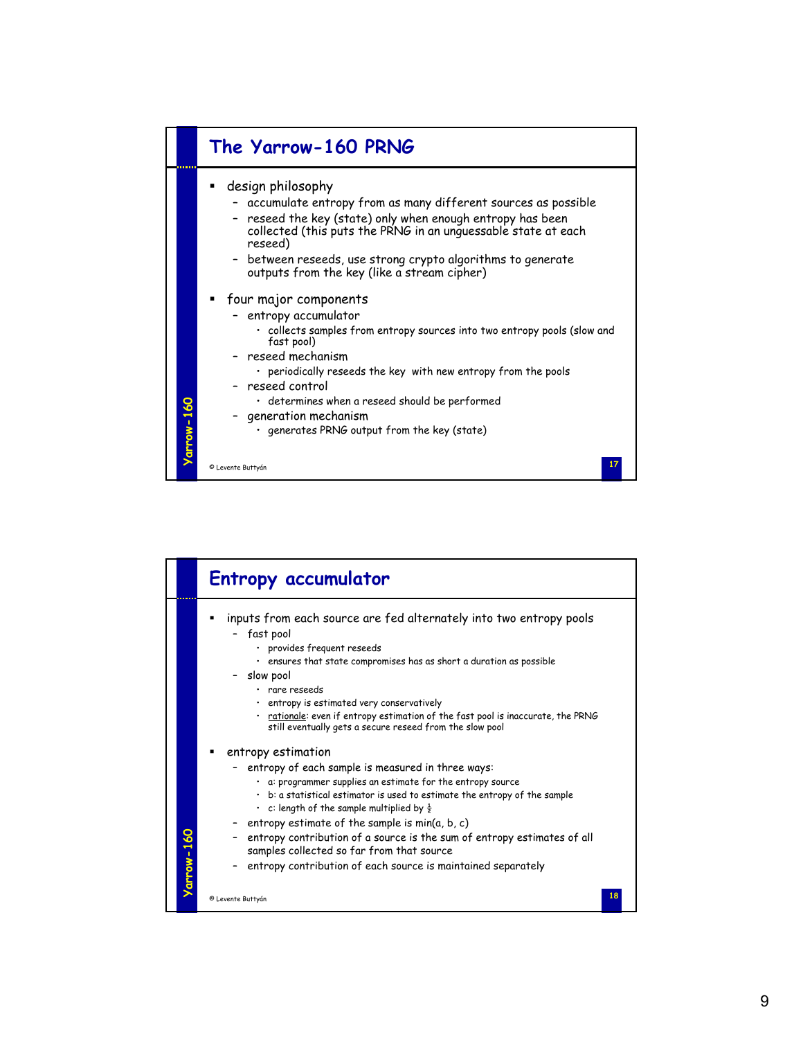## The Yarrow-160 PRNG

- design philosophy
  - accumulate entropy from as many different sources as possible
  - reseed the key (state) only when enough entropy has been collected (this puts the PRNG in an unguessable state at each reseed)
  - between reseeds, use strong crypto algorithms to generate outputs from the key (like a stream cipher)
- four major components
  - entropy accumulator
    - collects samples from entropy sources into two entropy pools (slow and fast pool)
  - reseed mechanism
    - periodically reseeds the key with new entropy from the pools
  - reseed control
    - determines when a reseed should be performed
  - generation mechanism
    - generates PRNG output from the key (state)

© Levente Buttyán

## Entropy accumulator

- inputs from each source are fed alternately into two entropy pools
  - fast pool
    - provides frequent reseeds
    - ensures that state compromises has as short a duration as possible
  - slow pool
    - rare reseeds
    - entropy is estimated very conservatively
    - rationale: even if entropy estimation of the fast pool is inaccurate, the PRNG still eventually gets a secure reseed from the slow pool
- entropy estimation
  - entropy of each sample is measured in three ways:
    - a: programmer supplies an estimate for the entropy source
    - b: a statistical estimator is used to estimate the entropy of the sample
    - c: length of the sample multiplied by $\frac{1}{2}$
  - entropy estimate of the sample is min(a, b, c)
  - entropy contribution of a source is the sum of entropy estimates of all samples collected so far from that source
  - entropy contribution of each source is maintained separately

© Levente Buttyán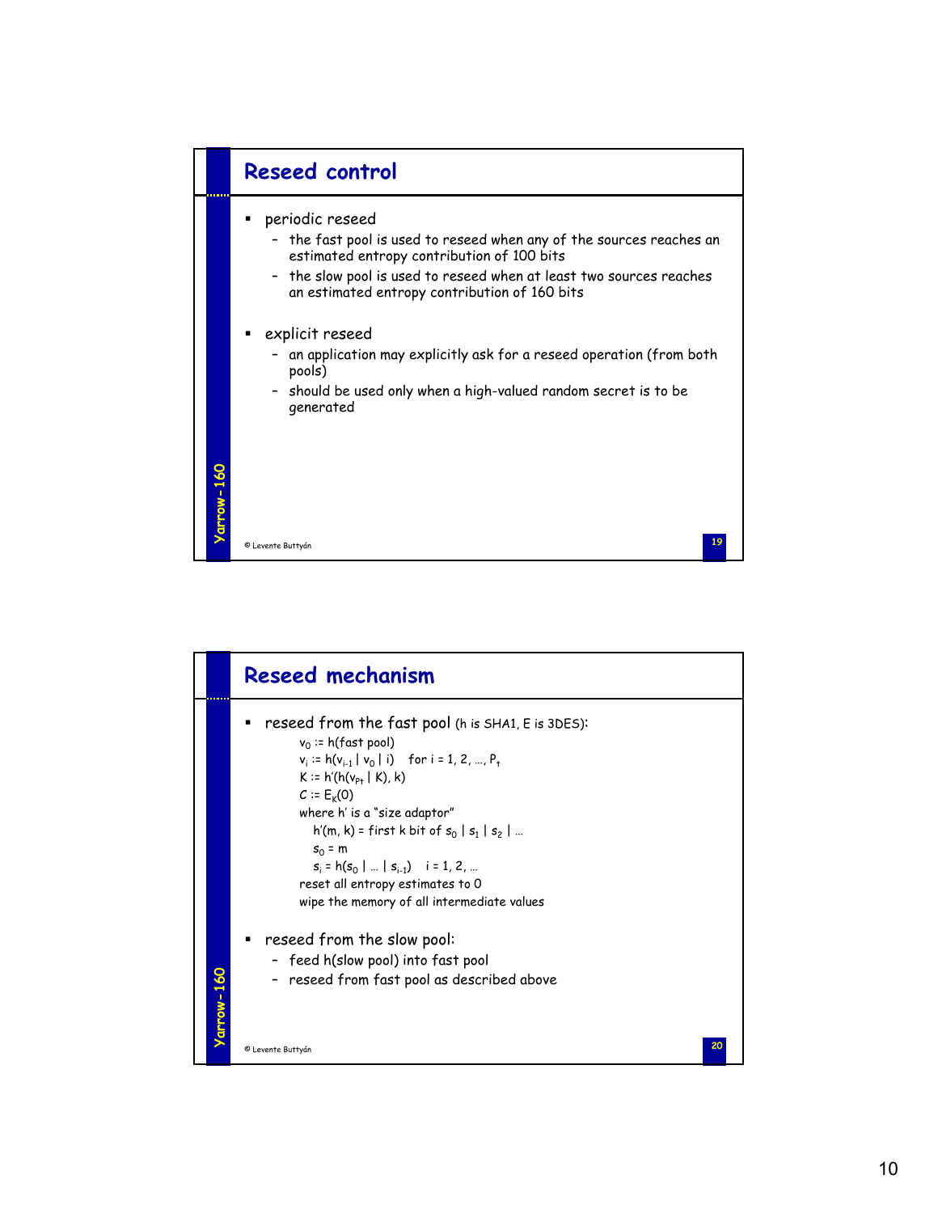## Reseed control

- periodic reseed
  - the fast pool is used to reseed when any of the sources reaches an estimated entropy contribution of 100 bits
  - the slow pool is used to reseed when at least two sources reaches an estimated entropy contribution of 160 bits
- explicit reseed
  - an application may explicitly ask for a reseed operation (from both pools)
  - should be used only when a high-valued random secret is to be generated

## Reseed mechanism

- reseed from the fast pool (h is SHA1, E is 3DES):

  $v_0$ := h(fast pool)
  $v_i := h(v_{i-1} \mid v_0 \mid i)$ for $i = 1, 2, \ldots, P_t$
  $K := h'(h(v_{P_t} \mid K), k)$
  $C := E_K(0)$
  where h' is a "size adaptor"
  $h'(m, k)$ = first k bit of $s_0 \mid s_1 \mid s_2 \mid \ldots$
  $s_0 = m$
  $s_i = h(s_0 \mid \ldots \mid s_{i-1})$ $i = 1, 2, \ldots$
  reset all entropy estimates to 0
  wipe the memory of all intermediate values

- reseed from the slow pool:
  - feed h(slow pool) into fast pool
  - reseed from fast pool as described above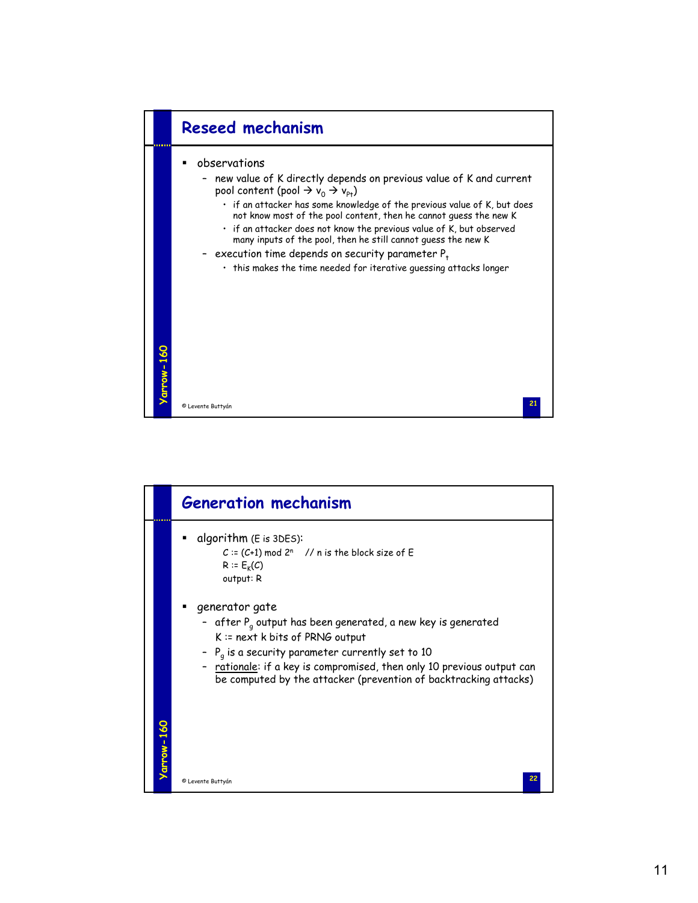## Reseed mechanism

- observations
  - new value of K directly depends on previous value of K and current pool content (pool → $v_0$ → $v_{P_t}$)
    - if an attacker has some knowledge of the previous value of K, but does not know most of the pool content, then he cannot guess the new K
    - if an attacker does not know the previous value of K, but observed many inputs of the pool, then he still cannot guess the new K
  - execution time depends on security parameter $P_t$
    - this makes the time needed for iterative guessing attacks longer

© Levente Buttyán

## Generation mechanism

- algorithm (E is 3DES):

  $C := (C+1) \bmod 2^n$ // n is the block size of E

  $R := E_K(C)$

  output: R

- generator gate
  - after $P_g$ output has been generated, a new key is generated

    K := next k bits of PRNG output
  - $P_g$ is a security parameter currently set to 10
  - rationale: if a key is compromised, then only 10 previous output can be computed by the attacker (prevention of backtracking attacks)

© Levente Buttyán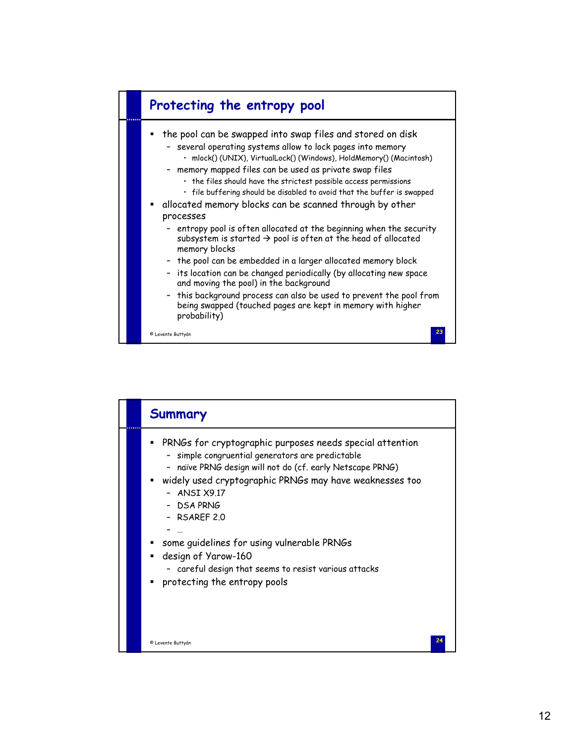## Protecting the entropy pool

- the pool can be swapped into swap files and stored on disk
  - several operating systems allow to lock pages into memory
    - mlock() (UNIX), VirtualLock() (Windows), HoldMemory() (Macintosh)
  - memory mapped files can be used as private swap files
    - the files should have the strictest possible access permissions
    - file buffering should be disabled to avoid that the buffer is swapped
- allocated memory blocks can be scanned through by other processes
  - entropy pool is often allocated at the beginning when the security subsystem is started → pool is often at the head of allocated memory blocks
  - the pool can be embedded in a larger allocated memory block
  - its location can be changed periodically (by allocating new space and moving the pool) in the background
  - this background process can also be used to prevent the pool from being swapped (touched pages are kept in memory with higher probability)

© Levente Buttyán

## Summary

- PRNGs for cryptographic purposes needs special attention
  - simple congruential generators are predictable
  - naïve PRNG design will not do (cf. early Netscape PRNG)
- widely used cryptographic PRNGs may have weaknesses too
  - ANSI X9.17
  - DSA PRNG
  - RSAREF 2.0
  - …
- some guidelines for using vulnerable PRNGs
- design of Yarow-160
  - careful design that seems to resist various attacks
- protecting the entropy pools

© Levente Buttyán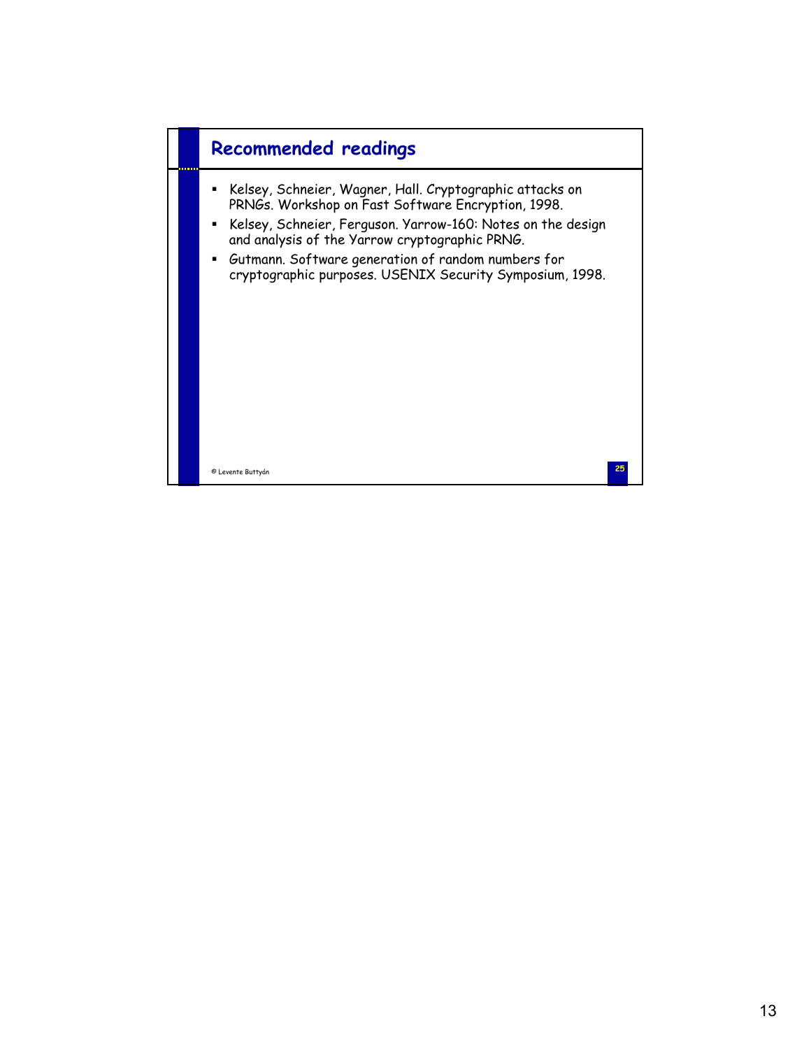## Recommended readings

- Kelsey, Schneier, Wagner, Hall. Cryptographic attacks on PRNGs. Workshop on Fast Software Encryption, 1998.
- Kelsey, Schneier, Ferguson. Yarrow-160: Notes on the design and analysis of the Yarrow cryptographic PRNG.
- Gutmann. Software generation of random numbers for cryptographic purposes. USENIX Security Symposium, 1998.

© Levente Buttyán